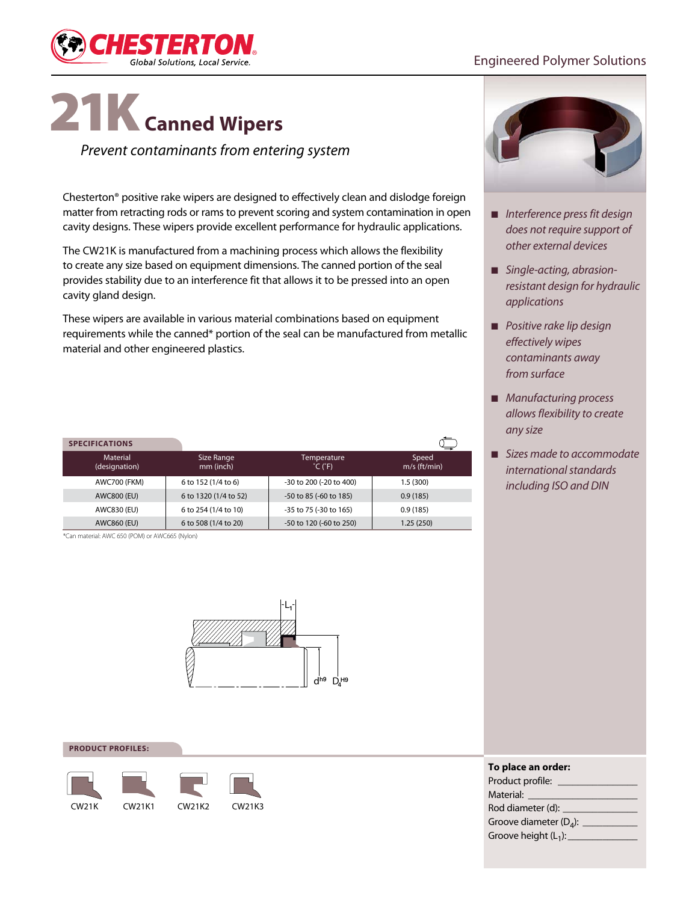Engineered Polymer Solutions

# 21K Canned Wipers

*Prevent contaminants from entering system*

Chesterton® positive rake wipers are designed to effectively clean and dislodge foreign matter from retracting rods or rams to prevent scoring and system contamination in open cavity designs. These wipers provide excellent performance for hydraulic applications.

The CW21K is manufactured from a machining process which allows the flexibility to create any size based on equipment dimensions. The canned portion of the seal provides stability due to an interference fit that allows it to be pressed into an open cavity gland design.

These wipers are available in various material combinations based on equipment requirements while the canned* portion of the seal can be manufactured from metallic material and other engineered plastics.

- *Interference press fit design does not require support of other external devices*
- *Single-acting, abrasion-resistant design for hydraulic applications*
- *Positive rake lip design effectively wipes contaminants away from surface*
- *Manufacturing process allows flexibility to create any size*
- *Sizes made to accommodate international standards including ISO and DIN*

**SPECIFICATIONS**

| Material (designation) | Size Range mm (inch) | Temperature °C (°F) | Speed m/s (ft/min) |
|---|---|---|---|
| AWC700 (FKM) | 6 to 152 (1/4 to 6) | -30 to 200 (-20 to 400) | 1.5 (300) |
| AWC800 (EU) | 6 to 1320 (1/4 to 52) | -50 to 85 (-60 to 185) | 0.9 (185) |
| AWC830 (EU) | 6 to 254 (1/4 to 10) | -35 to 75 (-30 to 165) | 0.9 (185) |
| AWC860 (EU) | 6 to 508 (1/4 to 20) | -50 to 120 (-60 to 250) | 1.25 (250) |

*Can material: AWC 650 (POM) or AWC665 (Nylon)

$L_1$ $d^{h9}$ $D_4^{H9}$

**PRODUCT PROFILES:**

CW21K CW21K1 CW21K2 CW21K3

**To place an order:**

Product profile: ______________

Material: ______________

Rod diameter (d): ______________

Groove diameter ($D_4$): ______________

Groove height ($L_1$): ______________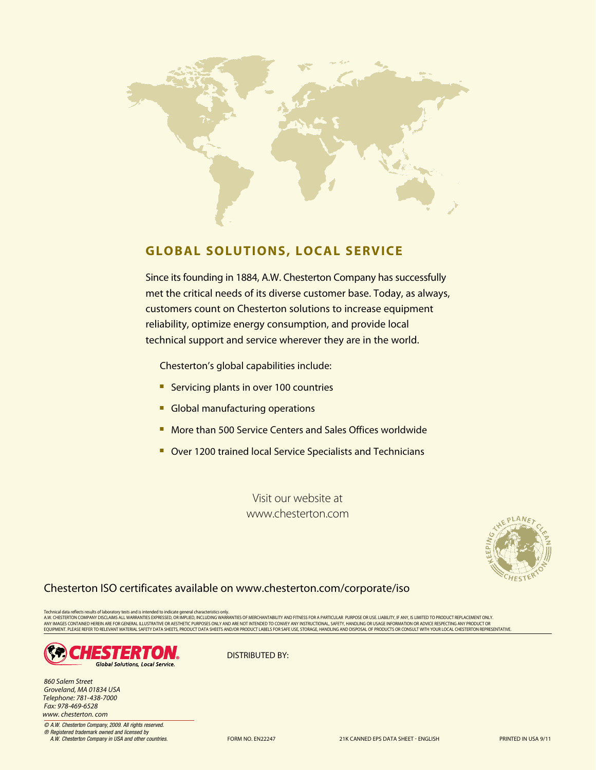## GLOBAL SOLUTIONS, LOCAL SERVICE

Since its founding in 1884, A.W. Chesterton Company has successfully met the critical needs of its diverse customer base. Today, as always, customers count on Chesterton solutions to increase equipment reliability, optimize energy consumption, and provide local technical support and service wherever they are in the world.

Chesterton's global capabilities include:

- Servicing plants in over 100 countries
- Global manufacturing operations
- More than 500 Service Centers and Sales Offices worldwide
- Over 1200 trained local Service Specialists and Technicians

Visit our website at
www.chesterton.com

KEEPING THE PLANET CLEAN CHESTERTON

Chesterton ISO certificates available on www.chesterton.com/corporate/iso

Technical data reflects results of laboratory tests and is intended to indicate general characteristics only.
A.W. CHESTERTON COMPANY DISCLAIMS ALL WARRANTIES EXPRESSED, OR IMPLIED, INCLUDING WARRANTIES OF MERCHANTABILITY AND FITNESS FOR A PARTICULAR PURPOSE OR USE. LIABILITY, IF ANY, IS LIMITED TO PRODUCT REPLACEMENT ONLY.
ANY IMAGES CONTAINED HEREIN ARE FOR GENERAL ILLUSTRATIVE OR AESTHETIC PURPOSES ONLY AND ARE NOT INTENDED TO CONVEY ANY INSTRUCTIONAL, SAFETY, HANDLING OR USAGE INFORMATION OR ADVICE RESPECTING ANY PRODUCT OR EQUIPMENT. PLEASE REFER TO RELEVANT MATERIAL SAFETY DATA SHEETS, PRODUCT DATA SHEETS AND/OR PRODUCT LABELS FOR SAFE USE, STORAGE, HANDLING AND DISPOSAL OF PRODUCTS OR CONSULT WITH YOUR LOCAL CHESTERTON REPRESENTATIVE.

**CHESTERTON®**
*Global Solutions, Local Service.*

DISTRIBUTED BY:

*860 Salem Street*
*Groveland, MA 01834 USA*
*Telephone: 781-438-7000*
*Fax: 978-469-6528*
*www. chesterton. com*

*© A.W. Chesterton Company, 2009. All rights reserved.*
*® Registered trademark owned and licensed by A.W. Chesterton Company in USA and other countries.*

FORM NO. EN22247

21K CANNED EPS DATA SHEET - ENGLISH

PRINTED IN USA 9/11